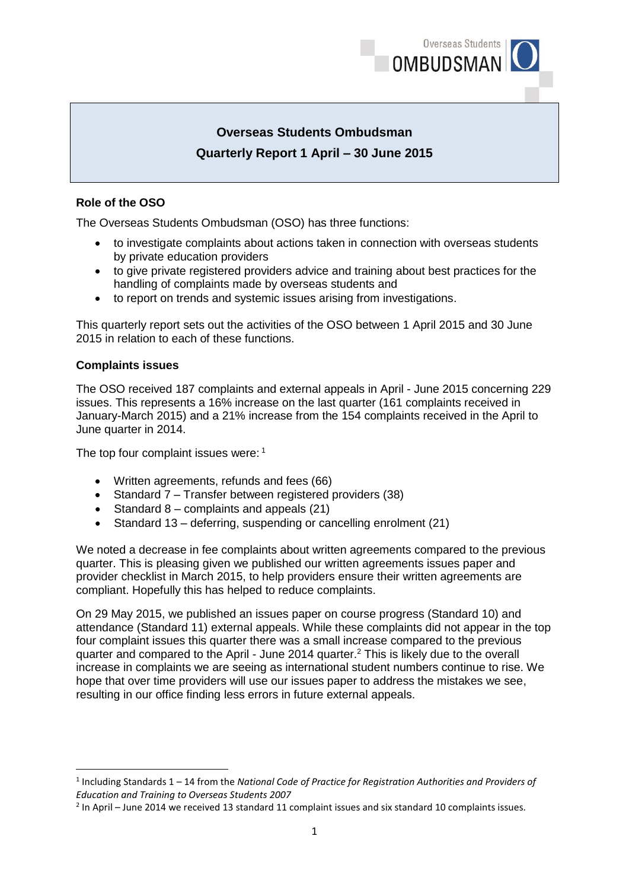# Overseas Students Ombudsman

## Quarterly Report 1 April – 30 June 2015

### Role of the OSO

The Overseas Students Ombudsman (OSO) has three functions:

- to investigate complaints about actions taken in connection with overseas students by private education providers
- to give private registered providers advice and training about best practices for the handling of complaints made by overseas students and
- to report on trends and systemic issues arising from investigations.

This quarterly report sets out the activities of the OSO between 1 April 2015 and 30 June 2015 in relation to each of these functions.

### Complaints issues

The OSO received 187 complaints and external appeals in April - June 2015 concerning 229 issues. This represents a 16% increase on the last quarter (161 complaints received in January-March 2015) and a 21% increase from the 154 complaints received in the April to June quarter in 2014.

The top four complaint issues were: [1]

- Written agreements, refunds and fees (66)
- Standard 7 – Transfer between registered providers (38)
- Standard 8 – complaints and appeals (21)
- Standard 13 – deferring, suspending or cancelling enrolment (21)

We noted a decrease in fee complaints about written agreements compared to the previous quarter. This is pleasing given we published our written agreements issues paper and provider checklist in March 2015, to help providers ensure their written agreements are compliant. Hopefully this has helped to reduce complaints.

On 29 May 2015, we published an issues paper on course progress (Standard 10) and attendance (Standard 11) external appeals. While these complaints did not appear in the top four complaint issues this quarter there was a small increase compared to the previous quarter and compared to the April - June 2014 quarter.[2] This is likely due to the overall increase in complaints we are seeing as international student numbers continue to rise. We hope that over time providers will use our issues paper to address the mistakes we see, resulting in our office finding less errors in future external appeals.

---

[1] Including Standards 1 – 14 from the *National Code of Practice for Registration Authorities and Providers of Education and Training to Overseas Students 2007*

[2] In April – June 2014 we received 13 standard 11 complaint issues and six standard 10 complaints issues.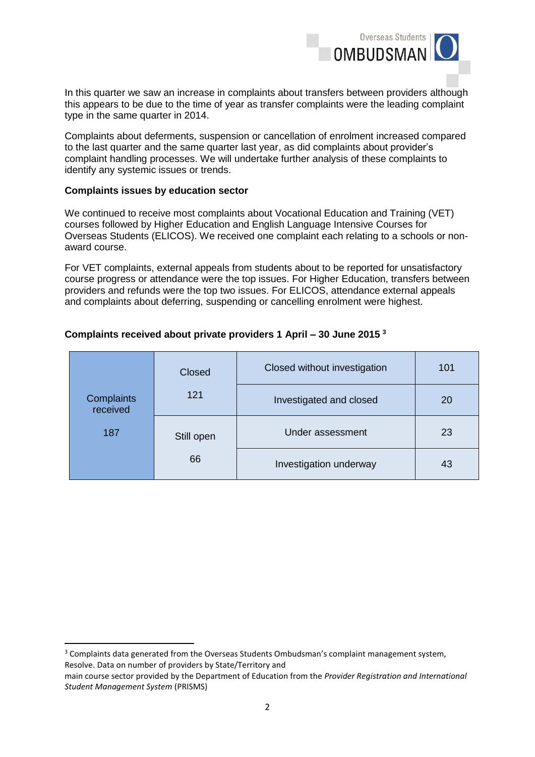In this quarter we saw an increase in complaints about transfers between providers although this appears to be due to the time of year as transfer complaints were the leading complaint type in the same quarter in 2014.

Complaints about deferments, suspension or cancellation of enrolment increased compared to the last quarter and the same quarter last year, as did complaints about provider's complaint handling processes. We will undertake further analysis of these complaints to identify any systemic issues or trends.

**Complaints issues by education sector**

We continued to receive most complaints about Vocational Education and Training (VET) courses followed by Higher Education and English Language Intensive Courses for Overseas Students (ELICOS). We received one complaint each relating to a schools or non-award course.

For VET complaints, external appeals from students about to be reported for unsatisfactory course progress or attendance were the top issues. For Higher Education, transfers between providers and refunds were the top two issues. For ELICOS, attendance external appeals and complaints about deferring, suspending or cancelling enrolment were highest.

**Complaints received about private providers 1 April – 30 June 2015** [3]

| Complaints received | | | |
|---|---|---|---|
| Complaints received 187 | Closed 121 | Closed without investigation | 101 |
| | | Investigated and closed | 20 |
| | Still open 66 | Under assessment | 23 |
| | | Investigation underway | 43 |

---

[3] Complaints data generated from the Overseas Students Ombudsman's complaint management system, Resolve. Data on number of providers by State/Territory and main course sector provided by the Department of Education from the *Provider Registration and International Student Management System* (PRISMS)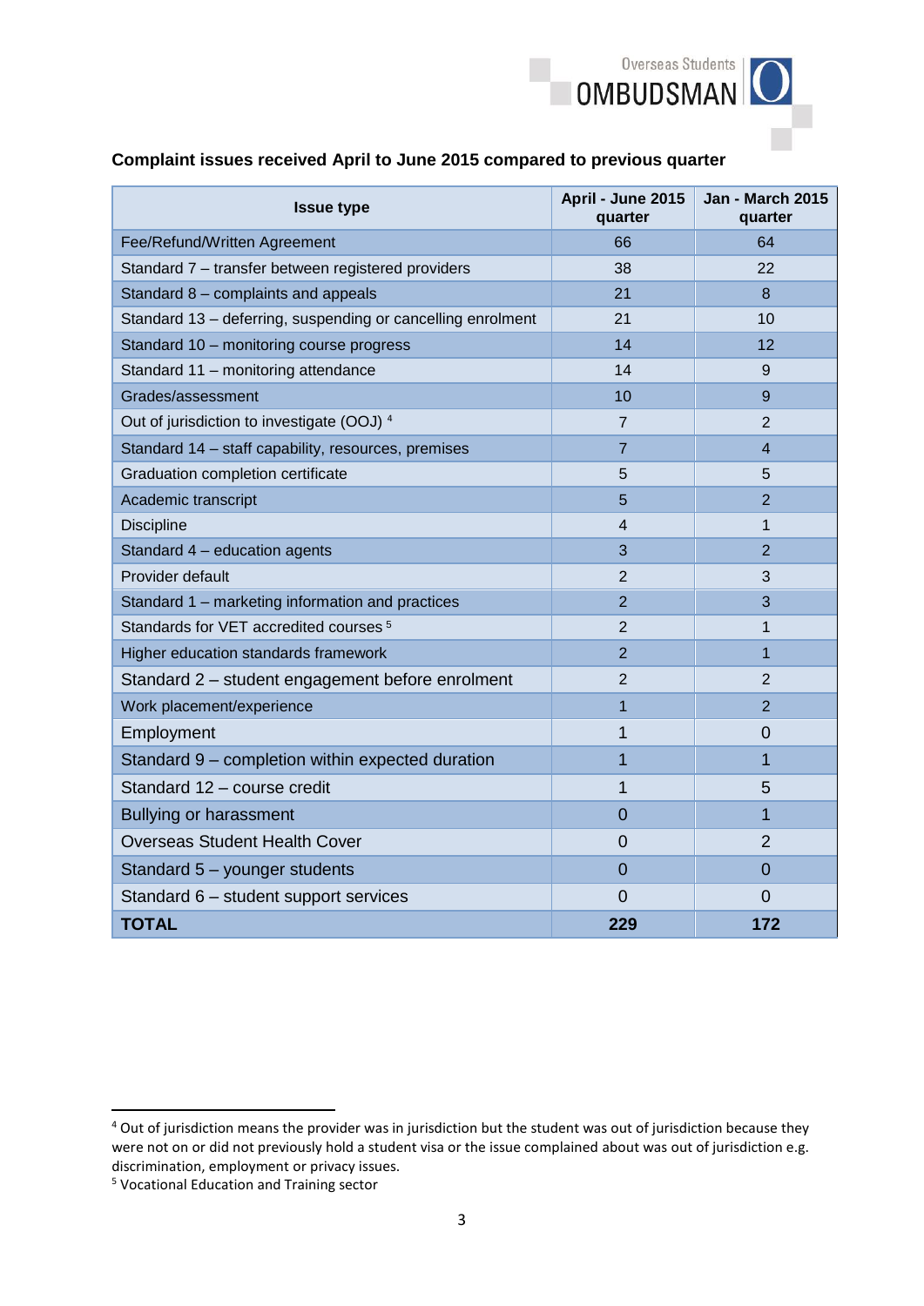**Complaint issues received April to June 2015 compared to previous quarter**

| Issue type | April - June 2015 quarter | Jan - March 2015 quarter |
|---|---|---|
| Fee/Refund/Written Agreement | 66 | 64 |
| Standard 7 – transfer between registered providers | 38 | 22 |
| Standard 8 – complaints and appeals | 21 | 8 |
| Standard 13 – deferring, suspending or cancelling enrolment | 21 | 10 |
| Standard 10 – monitoring course progress | 14 | 12 |
| Standard 11 – monitoring attendance | 14 | 9 |
| Grades/assessment | 10 | 9 |
| Out of jurisdiction to investigate (OOJ) [4] | 7 | 2 |
| Standard 14 – staff capability, resources, premises | 7 | 4 |
| Graduation completion certificate | 5 | 5 |
| Academic transcript | 5 | 2 |
| Discipline | 4 | 1 |
| Standard 4 – education agents | 3 | 2 |
| Provider default | 2 | 3 |
| Standard 1 – marketing information and practices | 2 | 3 |
| Standards for VET accredited courses [5] | 2 | 1 |
| Higher education standards framework | 2 | 1 |
| Standard 2 – student engagement before enrolment | 2 | 2 |
| Work placement/experience | 1 | 2 |
| Employment | 1 | 0 |
| Standard 9 – completion within expected duration | 1 | 1 |
| Standard 12 – course credit | 1 | 5 |
| Bullying or harassment | 0 | 1 |
| Overseas Student Health Cover | 0 | 2 |
| Standard 5 – younger students | 0 | 0 |
| Standard 6 – student support services | 0 | 0 |
| **TOTAL** | **229** | **172** |

[4] Out of jurisdiction means the provider was in jurisdiction but the student was out of jurisdiction because they were not on or did not previously hold a student visa or the issue complained about was out of jurisdiction e.g. discrimination, employment or privacy issues.

[5] Vocational Education and Training sector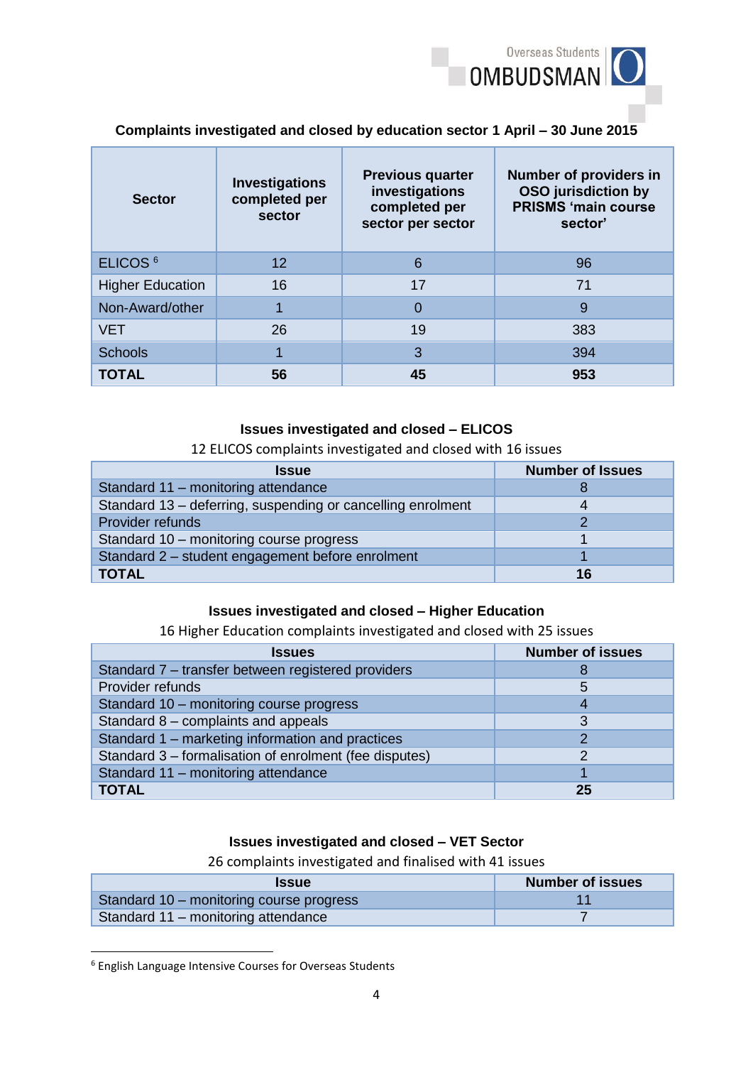**Complaints investigated and closed by education sector 1 April – 30 June 2015**

| Sector | Investigations completed per sector | Previous quarter investigations completed per sector per sector | Number of providers in OSO jurisdiction by PRISMS 'main course sector' |
|---|---|---|---|
| ELICOS [6] | 12 | 6 | 96 |
| Higher Education | 16 | 17 | 71 |
| Non-Award/other | 1 | 0 | 9 |
| VET | 26 | 19 | 383 |
| Schools | 1 | 3 | 394 |
| **TOTAL** | **56** | **45** | **953** |

**Issues investigated and closed – ELICOS**

12 ELICOS complaints investigated and closed with 16 issues

| Issue | Number of Issues |
|---|---|
| Standard 11 – monitoring attendance | 8 |
| Standard 13 – deferring, suspending or cancelling enrolment | 4 |
| Provider refunds | 2 |
| Standard 10 – monitoring course progress | 1 |
| Standard 2 – student engagement before enrolment | 1 |
| **TOTAL** | **16** |

**Issues investigated and closed – Higher Education**

16 Higher Education complaints investigated and closed with 25 issues

| Issues | Number of issues |
|---|---|
| Standard 7 – transfer between registered providers | 8 |
| Provider refunds | 5 |
| Standard 10 – monitoring course progress | 4 |
| Standard 8 – complaints and appeals | 3 |
| Standard 1 – marketing information and practices | 2 |
| Standard 3 – formalisation of enrolment (fee disputes) | 2 |
| Standard 11 – monitoring attendance | 1 |
| **TOTAL** | **25** |

**Issues investigated and closed – VET Sector**

26 complaints investigated and finalised with 41 issues

| Issue | Number of issues |
|---|---|
| Standard 10 – monitoring course progress | 11 |
| Standard 11 – monitoring attendance | 7 |

[6] English Language Intensive Courses for Overseas Students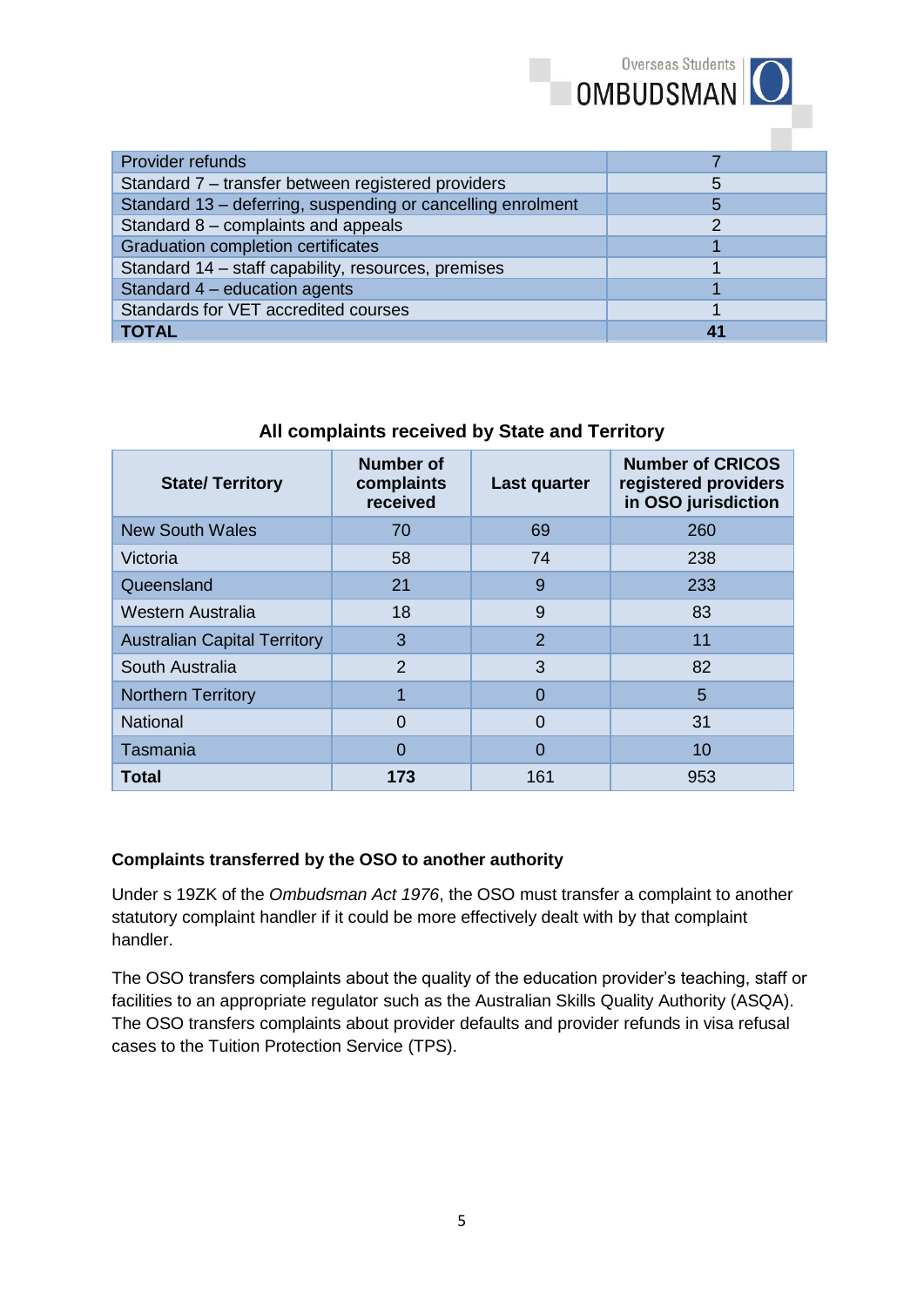| | |
|---|---|
| Provider refunds | 7 |
| Standard 7 – transfer between registered providers | 5 |
| Standard 13 – deferring, suspending or cancelling enrolment | 5 |
| Standard 8 – complaints and appeals | 2 |
| Graduation completion certificates | 1 |
| Standard 14 – staff capability, resources, premises | 1 |
| Standard 4 – education agents | 1 |
| Standards for VET accredited courses | 1 |
| **TOTAL** | **41** |

**All complaints received by State and Territory**

| State/ Territory | Number of complaints received | Last quarter | Number of CRICOS registered providers in OSO jurisdiction |
|---|---|---|---|
| New South Wales | 70 | 69 | 260 |
| Victoria | 58 | 74 | 238 |
| Queensland | 21 | 9 | 233 |
| Western Australia | 18 | 9 | 83 |
| Australian Capital Territory | 3 | 2 | 11 |
| South Australia | 2 | 3 | 82 |
| Northern Territory | 1 | 0 | 5 |
| National | 0 | 0 | 31 |
| Tasmania | 0 | 0 | 10 |
| **Total** | **173** | 161 | 953 |

**Complaints transferred by the OSO to another authority**

Under s 19ZK of the *Ombudsman Act 1976*, the OSO must transfer a complaint to another statutory complaint handler if it could be more effectively dealt with by that complaint handler.

The OSO transfers complaints about the quality of the education provider's teaching, staff or facilities to an appropriate regulator such as the Australian Skills Quality Authority (ASQA). The OSO transfers complaints about provider defaults and provider refunds in visa refusal cases to the Tuition Protection Service (TPS).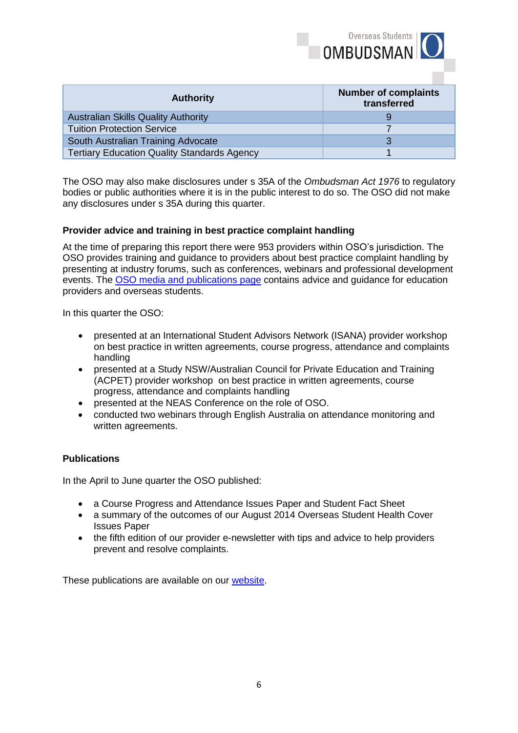| Authority | Number of complaints transferred |
| --- | --- |
| Australian Skills Quality Authority | 9 |
| Tuition Protection Service | 7 |
| South Australian Training Advocate | 3 |
| Tertiary Education Quality Standards Agency | 1 |

The OSO may also make disclosures under s 35A of the *Ombudsman Act 1976* to regulatory bodies or public authorities where it is in the public interest to do so. The OSO did not make any disclosures under s 35A during this quarter.

### Provider advice and training in best practice complaint handling

At the time of preparing this report there were 953 providers within OSO's jurisdiction. The OSO provides training and guidance to providers about best practice complaint handling by presenting at industry forums, such as conferences, webinars and professional development events. The OSO media and publications page contains advice and guidance for education providers and overseas students.

In this quarter the OSO:

- presented at an International Student Advisors Network (ISANA) provider workshop on best practice in written agreements, course progress, attendance and complaints handling
- presented at a Study NSW/Australian Council for Private Education and Training (ACPET) provider workshop on best practice in written agreements, course progress, attendance and complaints handling
- presented at the NEAS Conference on the role of OSO.
- conducted two webinars through English Australia on attendance monitoring and written agreements.

### Publications

In the April to June quarter the OSO published:

- a Course Progress and Attendance Issues Paper and Student Fact Sheet
- a summary of the outcomes of our August 2014 Overseas Student Health Cover Issues Paper
- the fifth edition of our provider e-newsletter with tips and advice to help providers prevent and resolve complaints.

These publications are available on our website.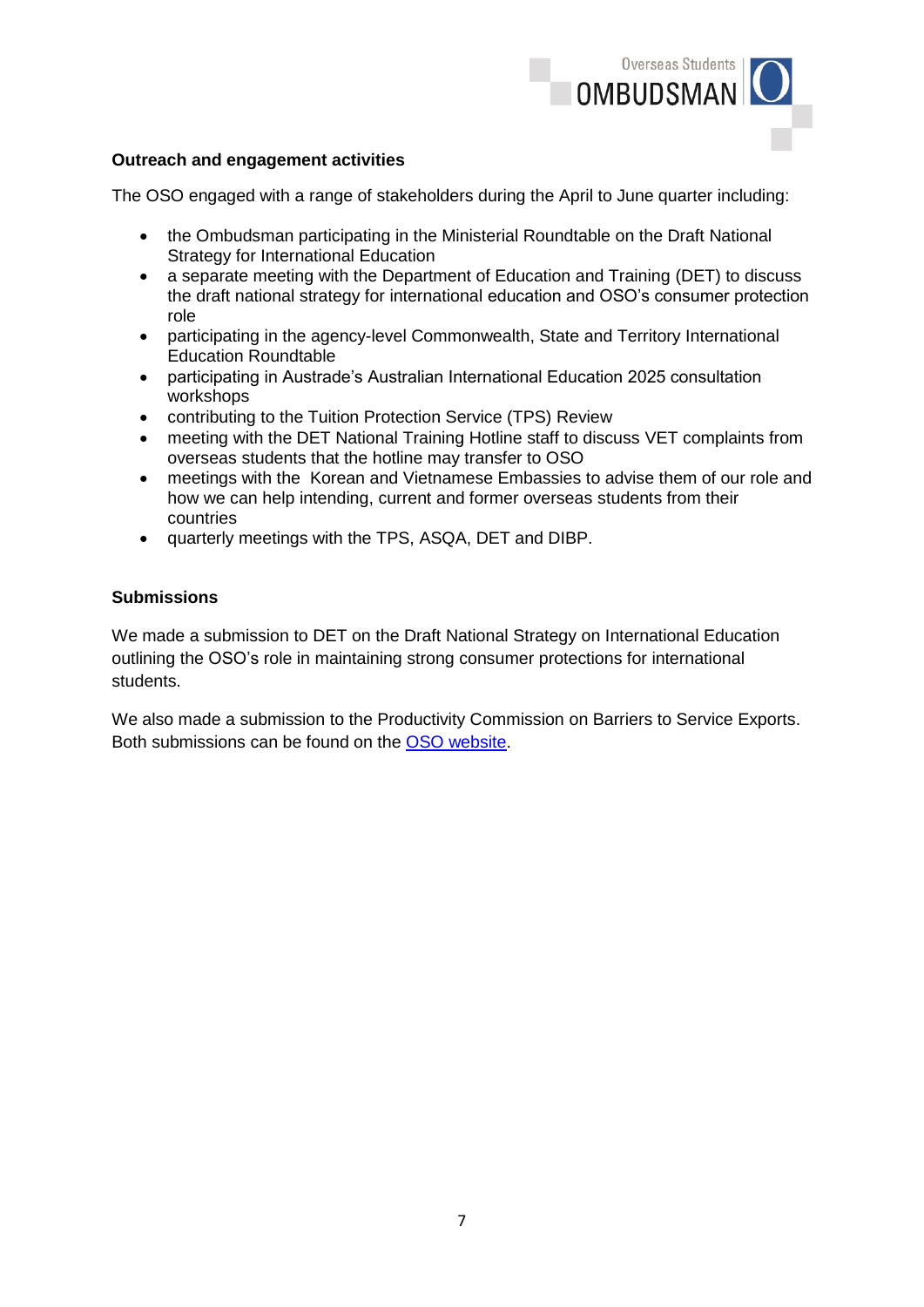**Outreach and engagement activities**

The OSO engaged with a range of stakeholders during the April to June quarter including:

- the Ombudsman participating in the Ministerial Roundtable on the Draft National Strategy for International Education
- a separate meeting with the Department of Education and Training (DET) to discuss the draft national strategy for international education and OSO's consumer protection role
- participating in the agency-level Commonwealth, State and Territory International Education Roundtable
- participating in Austrade's Australian International Education 2025 consultation workshops
- contributing to the Tuition Protection Service (TPS) Review
- meeting with the DET National Training Hotline staff to discuss VET complaints from overseas students that the hotline may transfer to OSO
- meetings with the Korean and Vietnamese Embassies to advise them of our role and how we can help intending, current and former overseas students from their countries
- quarterly meetings with the TPS, ASQA, DET and DIBP.

**Submissions**

We made a submission to DET on the Draft National Strategy on International Education outlining the OSO's role in maintaining strong consumer protections for international students.

We also made a submission to the Productivity Commission on Barriers to Service Exports. Both submissions can be found on the OSO website.